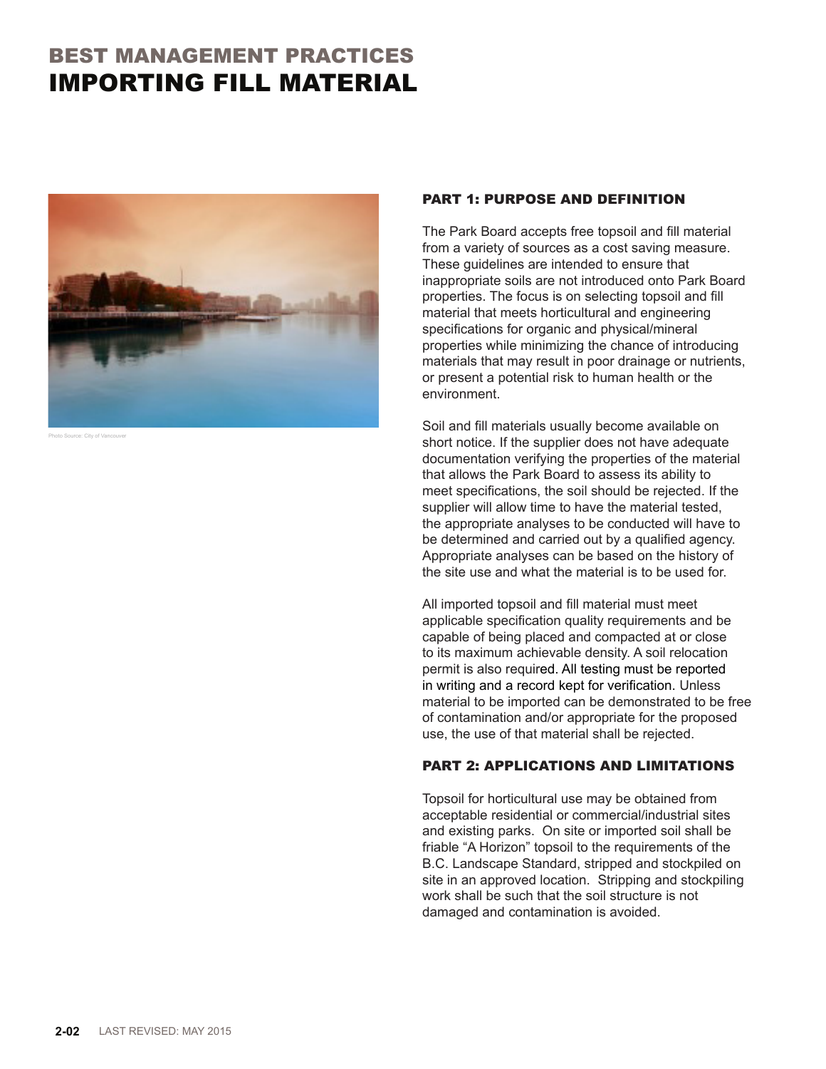# BEST MANAGEMENT PRACTICES
# IMPORTING FILL MATERIAL

Photo Source: City of Vancouver

## PART 1: PURPOSE AND DEFINITION

The Park Board accepts free topsoil and fill material from a variety of sources as a cost saving measure. These guidelines are intended to ensure that inappropriate soils are not introduced onto Park Board properties. The focus is on selecting topsoil and fill material that meets horticultural and engineering specifications for organic and physical/mineral properties while minimizing the chance of introducing materials that may result in poor drainage or nutrients, or present a potential risk to human health or the environment.

Soil and fill materials usually become available on short notice. If the supplier does not have adequate documentation verifying the properties of the material that allows the Park Board to assess its ability to meet specifications, the soil should be rejected. If the supplier will allow time to have the material tested, the appropriate analyses to be conducted will have to be determined and carried out by a qualified agency. Appropriate analyses can be based on the history of the site use and what the material is to be used for.

All imported topsoil and fill material must meet applicable specification quality requirements and be capable of being placed and compacted at or close to its maximum achievable density. A soil relocation permit is also required. All testing must be reported in writing and a record kept for verification. Unless material to be imported can be demonstrated to be free of contamination and/or appropriate for the proposed use, the use of that material shall be rejected.

## PART 2: APPLICATIONS AND LIMITATIONS

Topsoil for horticultural use may be obtained from acceptable residential or commercial/industrial sites and existing parks. On site or imported soil shall be friable "A Horizon" topsoil to the requirements of the B.C. Landscape Standard, stripped and stockpiled on site in an approved location. Stripping and stockpiling work shall be such that the soil structure is not damaged and contamination is avoided.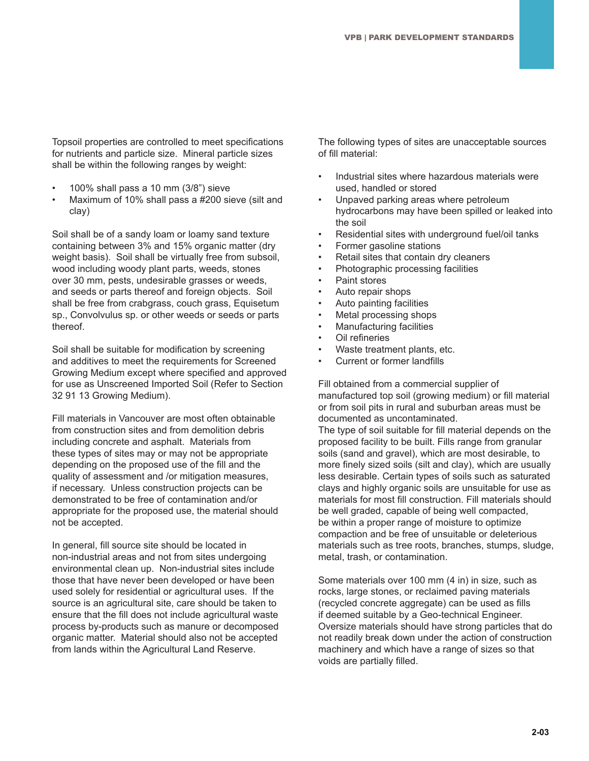Topsoil properties are controlled to meet specifications for nutrients and particle size. Mineral particle sizes shall be within the following ranges by weight:

- 100% shall pass a 10 mm (3/8") sieve
- Maximum of 10% shall pass a #200 sieve (silt and clay)

Soil shall be of a sandy loam or loamy sand texture containing between 3% and 15% organic matter (dry weight basis). Soil shall be virtually free from subsoil, wood including woody plant parts, weeds, stones over 30 mm, pests, undesirable grasses or weeds, and seeds or parts thereof and foreign objects. Soil shall be free from crabgrass, couch grass, Equisetum sp., Convolvulus sp. or other weeds or seeds or parts thereof.

Soil shall be suitable for modification by screening and additives to meet the requirements for Screened Growing Medium except where specified and approved for use as Unscreened Imported Soil (Refer to Section 32 91 13 Growing Medium).

Fill materials in Vancouver are most often obtainable from construction sites and from demolition debris including concrete and asphalt. Materials from these types of sites may or may not be appropriate depending on the proposed use of the fill and the quality of assessment and /or mitigation measures, if necessary. Unless construction projects can be demonstrated to be free of contamination and/or appropriate for the proposed use, the material should not be accepted.

In general, fill source site should be located in non-industrial areas and not from sites undergoing environmental clean up. Non-industrial sites include those that have never been developed or have been used solely for residential or agricultural uses. If the source is an agricultural site, care should be taken to ensure that the fill does not include agricultural waste process by-products such as manure or decomposed organic matter. Material should also not be accepted from lands within the Agricultural Land Reserve.

The following types of sites are unacceptable sources of fill material:

- Industrial sites where hazardous materials were used, handled or stored
- Unpaved parking areas where petroleum hydrocarbons may have been spilled or leaked into the soil
- Residential sites with underground fuel/oil tanks
- Former gasoline stations
- Retail sites that contain dry cleaners
- Photographic processing facilities
- Paint stores
- Auto repair shops
- Auto painting facilities
- Metal processing shops
- Manufacturing facilities
- Oil refineries
- Waste treatment plants, etc.
- Current or former landfills

Fill obtained from a commercial supplier of manufactured top soil (growing medium) or fill material or from soil pits in rural and suburban areas must be documented as uncontaminated.
The type of soil suitable for fill material depends on the proposed facility to be built. Fills range from granular soils (sand and gravel), which are most desirable, to more finely sized soils (silt and clay), which are usually less desirable. Certain types of soils such as saturated clays and highly organic soils are unsuitable for use as materials for most fill construction. Fill materials should be well graded, capable of being well compacted, be within a proper range of moisture to optimize compaction and be free of unsuitable or deleterious materials such as tree roots, branches, stumps, sludge, metal, trash, or contamination.

Some materials over 100 mm (4 in) in size, such as rocks, large stones, or reclaimed paving materials (recycled concrete aggregate) can be used as fills if deemed suitable by a Geo-technical Engineer. Oversize materials should have strong particles that do not readily break down under the action of construction machinery and which have a range of sizes so that voids are partially filled.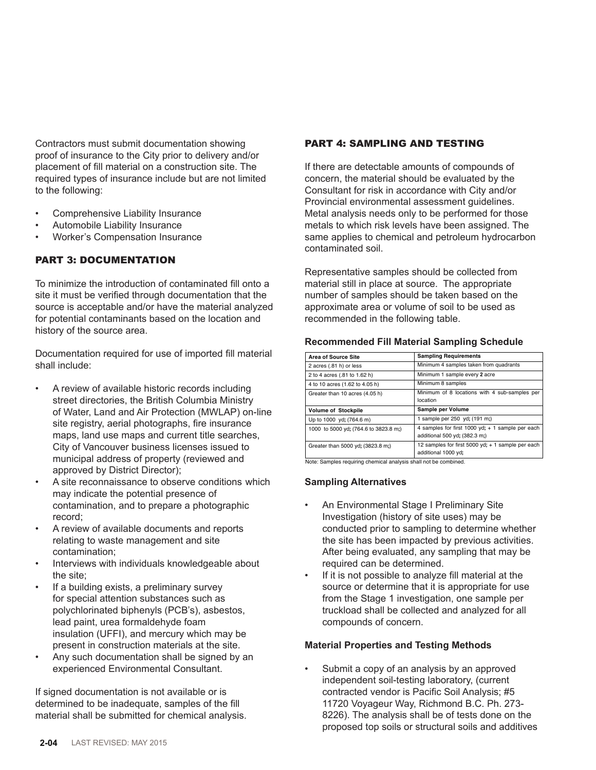Contractors must submit documentation showing proof of insurance to the City prior to delivery and/or placement of fill material on a construction site. The required types of insurance include but are not limited to the following:

- Comprehensive Liability Insurance
- Automobile Liability Insurance
- Worker's Compensation Insurance

## PART 3: DOCUMENTATION

To minimize the introduction of contaminated fill onto a site it must be verified through documentation that the source is acceptable and/or have the material analyzed for potential contaminants based on the location and history of the source area.

Documentation required for use of imported fill material shall include:

- A review of available historic records including street directories, the British Columbia Ministry of Water, Land and Air Protection (MWLAP) on-line site registry, aerial photographs, fire insurance maps, land use maps and current title searches, City of Vancouver business licenses issued to municipal address of property (reviewed and approved by District Director);
- A site reconnaissance to observe conditions which may indicate the potential presence of contamination, and to prepare a photographic record;
- A review of available documents and reports relating to waste management and site contamination;
- Interviews with individuals knowledgeable about the site;
- If a building exists, a preliminary survey for special attention substances such as polychlorinated biphenyls (PCB's), asbestos, lead paint, urea formaldehyde foam insulation (UFFI), and mercury which may be present in construction materials at the site.
- Any such documentation shall be signed by an experienced Environmental Consultant.

If signed documentation is not available or is determined to be inadequate, samples of the fill material shall be submitted for chemical analysis.

## PART 4: SAMPLING AND TESTING

If there are detectable amounts of compounds of concern, the material should be evaluated by the Consultant for risk in accordance with City and/or Provincial environmental assessment guidelines. Metal analysis needs only to be performed for those metals to which risk levels have been assigned. The same applies to chemical and petroleum hydrocarbon contaminated soil.

Representative samples should be collected from material still in place at source. The appropriate number of samples should be taken based on the approximate area or volume of soil to be used as recommended in the following table.

### Recommended Fill Material Sampling Schedule

| **Area of Source Site** | **Sampling Requirements** |
|---|---|
| 2 acres (.81 h) or less | Minimum 4 samples taken from quadrants |
| 2 to 4 acres (.81 to 1.62 h) | Minimum 1 sample every **2** acre |
| 4 to 10 acres (1.62 to 4.05 h) | Minimum 8 samples |
| Greater than 10 acres (4.05 h) | Minimum of 8 locations with 4 sub-samples per location |
| **Volume of Stockpile** | **Sample per Volume** |
| Up to 1000 yd; (764.6 m) | 1 sample per 250 yd; (191 m;) |
| 1000 to 5000 yd; (764.6 to 3823.8 m;) | 4 samples for first 1000 yd; + 1 sample per each additional 500 yd; (382.3 m;) |
| Greater than 5000 yd; (3823.8 m;) | 12 samples for first 5000 yd; + 1 sample per each additional 1000 yd; |

Note: Samples requiring chemical analysis shall not be combined.

### Sampling Alternatives

- An Environmental Stage I Preliminary Site Investigation (history of site uses) may be conducted prior to sampling to determine whether the site has been impacted by previous activities. After being evaluated, any sampling that may be required can be determined.
- If it is not possible to analyze fill material at the source or determine that it is appropriate for use from the Stage 1 investigation, one sample per truckload shall be collected and analyzed for all compounds of concern.

### Material Properties and Testing Methods

- Submit a copy of an analysis by an approved independent soil-testing laboratory, (current contracted vendor is Pacific Soil Analysis; #5 11720 Voyageur Way, Richmond B.C. Ph. 273-8226). The analysis shall be of tests done on the proposed top soils or structural soils and additives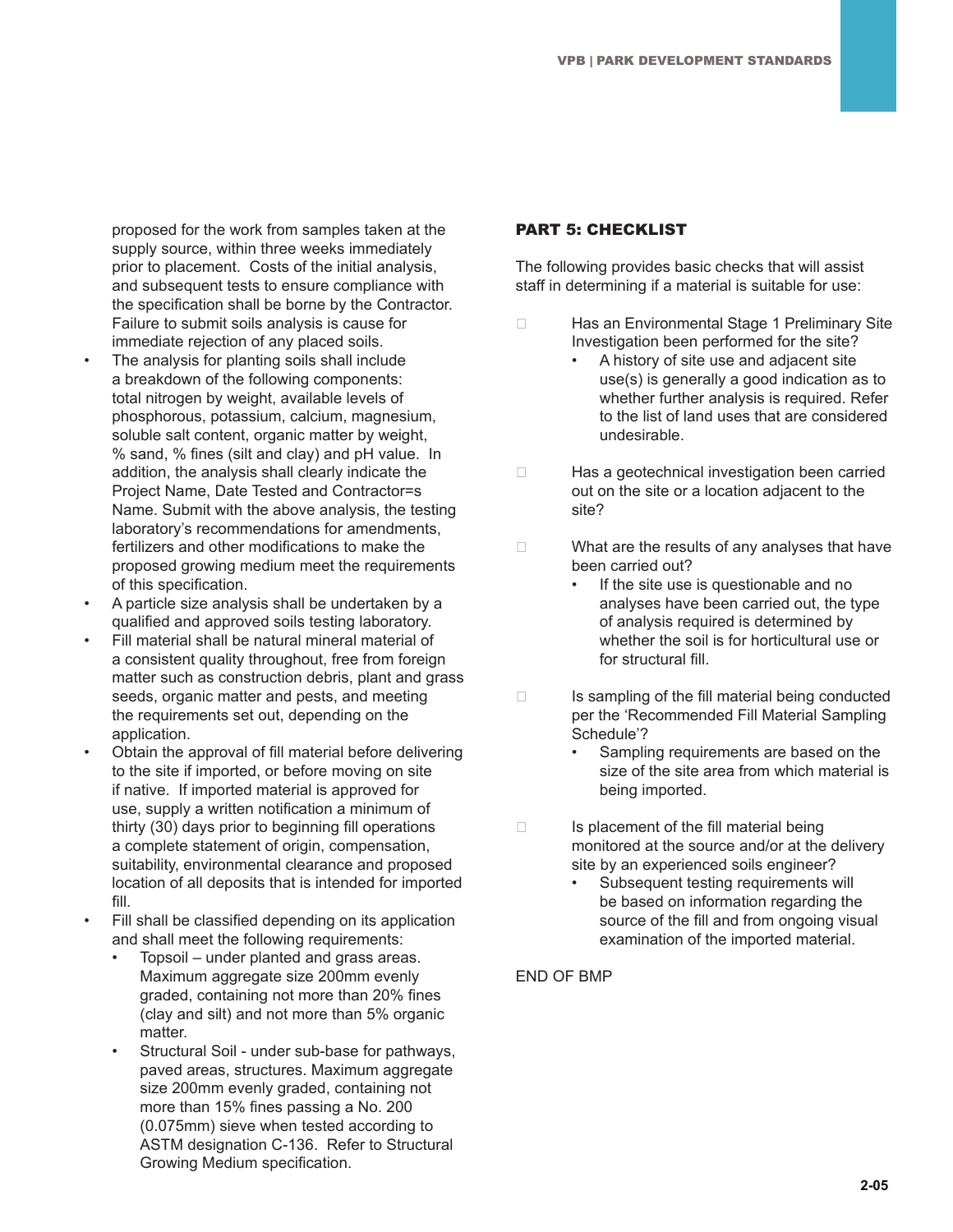proposed for the work from samples taken at the supply source, within three weeks immediately prior to placement. Costs of the initial analysis, and subsequent tests to ensure compliance with the specification shall be borne by the Contractor. Failure to submit soils analysis is cause for immediate rejection of any placed soils.

- The analysis for planting soils shall include a breakdown of the following components: total nitrogen by weight, available levels of phosphorous, potassium, calcium, magnesium, soluble salt content, organic matter by weight, % sand, % fines (silt and clay) and pH value. In addition, the analysis shall clearly indicate the Project Name, Date Tested and Contractor=s Name. Submit with the above analysis, the testing laboratory's recommendations for amendments, fertilizers and other modifications to make the proposed growing medium meet the requirements of this specification.
- A particle size analysis shall be undertaken by a qualified and approved soils testing laboratory.
- Fill material shall be natural mineral material of a consistent quality throughout, free from foreign matter such as construction debris, plant and grass seeds, organic matter and pests, and meeting the requirements set out, depending on the application.
- Obtain the approval of fill material before delivering to the site if imported, or before moving on site if native. If imported material is approved for use, supply a written notification a minimum of thirty (30) days prior to beginning fill operations a complete statement of origin, compensation, suitability, environmental clearance and proposed location of all deposits that is intended for imported fill.
- Fill shall be classified depending on its application and shall meet the following requirements:
  - Topsoil – under planted and grass areas. Maximum aggregate size 200mm evenly graded, containing not more than 20% fines (clay and silt) and not more than 5% organic matter.
  - Structural Soil - under sub-base for pathways, paved areas, structures. Maximum aggregate size 200mm evenly graded, containing not more than 15% fines passing a No. 200 (0.075mm) sieve when tested according to ASTM designation C-136. Refer to Structural Growing Medium specification.

## PART 5: CHECKLIST

The following provides basic checks that will assist staff in determining if a material is suitable for use:

- [ ] Has an Environmental Stage 1 Preliminary Site Investigation been performed for the site?
  - A history of site use and adjacent site use(s) is generally a good indication as to whether further analysis is required. Refer to the list of land uses that are considered undesirable.
- [ ] Has a geotechnical investigation been carried out on the site or a location adjacent to the site?
- [ ] What are the results of any analyses that have been carried out?
  - If the site use is questionable and no analyses have been carried out, the type of analysis required is determined by whether the soil is for horticultural use or for structural fill.
- [ ] Is sampling of the fill material being conducted per the 'Recommended Fill Material Sampling Schedule'?
  - Sampling requirements are based on the size of the site area from which material is being imported.
- [ ] Is placement of the fill material being monitored at the source and/or at the delivery site by an experienced soils engineer?
  - Subsequent testing requirements will be based on information regarding the source of the fill and from ongoing visual examination of the imported material.

END OF BMP